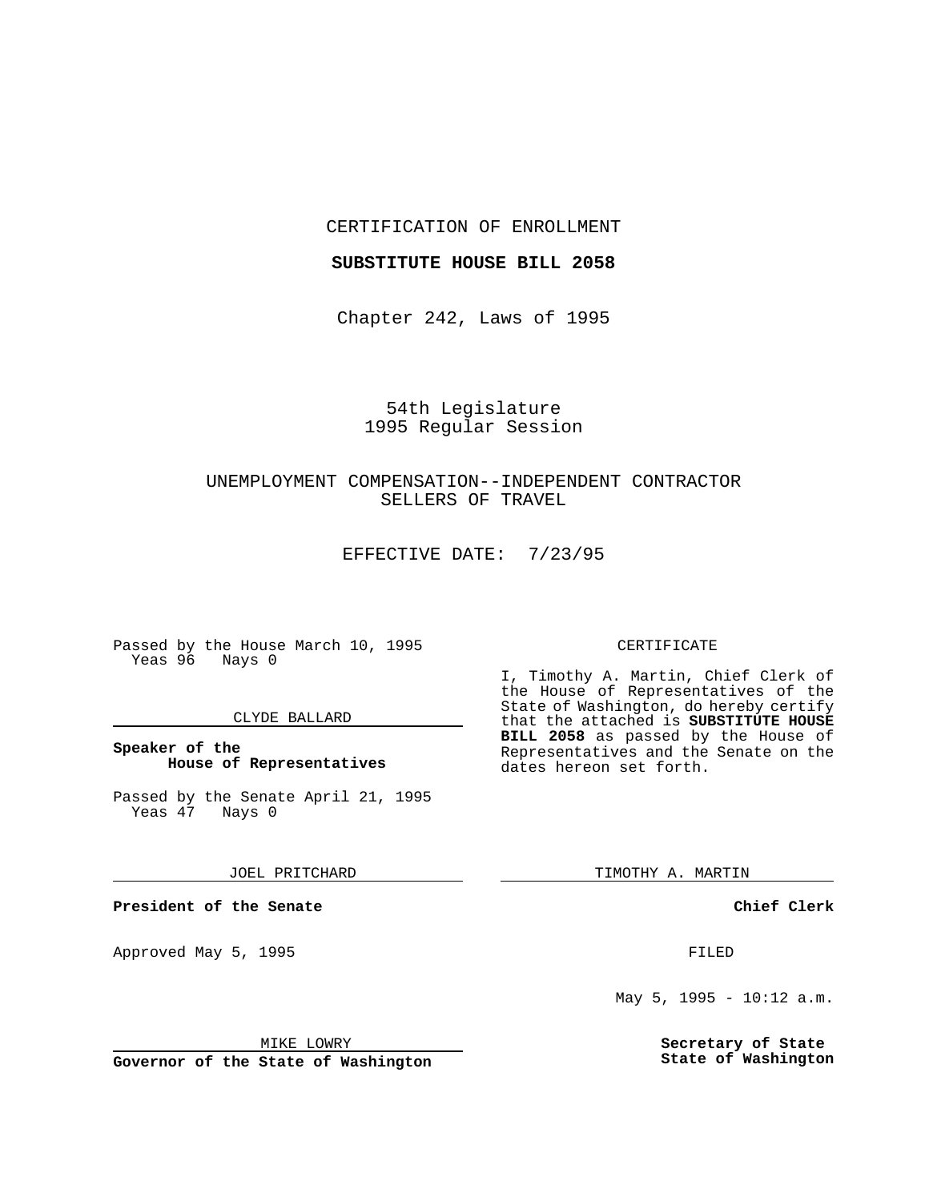CERTIFICATION OF ENROLLMENT

**SUBSTITUTE HOUSE BILL 2058**

Chapter 242, Laws of 1995

54th Legislature
1995 Regular Session

UNEMPLOYMENT COMPENSATION--INDEPENDENT CONTRACTOR SELLERS OF TRAVEL

EFFECTIVE DATE: 7/23/95

Passed by the House March 10, 1995
Yeas 96 Nays 0

CLYDE BALLARD

**Speaker of the House of Representatives**

Passed by the Senate April 21, 1995
Yeas 47 Nays 0

JOEL PRITCHARD

**President of the Senate**

Approved May 5, 1995

MIKE LOWRY

**Governor of the State of Washington**

CERTIFICATE

I, Timothy A. Martin, Chief Clerk of the House of Representatives of the State of Washington, do hereby certify that the attached is **SUBSTITUTE HOUSE BILL 2058** as passed by the House of Representatives and the Senate on the dates hereon set forth.

TIMOTHY A. MARTIN

**Chief Clerk**

FILED

May 5, 1995 - 10:12 a.m.

**Secretary of State**
**State of Washington**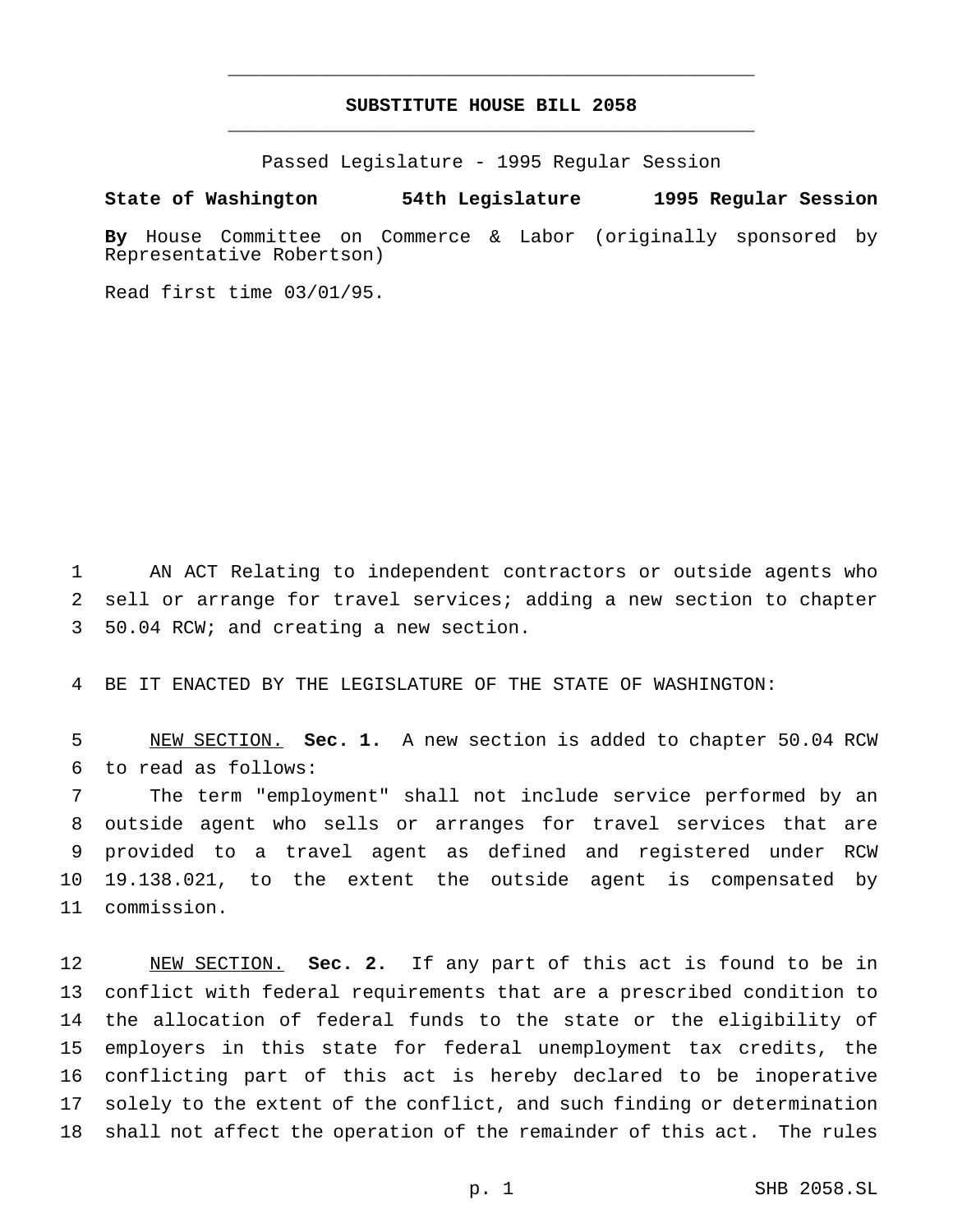# SUBSTITUTE HOUSE BILL 2058

Passed Legislature - 1995 Regular Session

**State of Washington 54th Legislature 1995 Regular Session**

**By** House Committee on Commerce & Labor (originally sponsored by Representative Robertson)

Read first time 03/01/95.

AN ACT Relating to independent contractors or outside agents who sell or arrange for travel services; adding a new section to chapter 50.04 RCW; and creating a new section.

BE IT ENACTED BY THE LEGISLATURE OF THE STATE OF WASHINGTON:

NEW SECTION. **Sec. 1.** A new section is added to chapter 50.04 RCW to read as follows:

The term "employment" shall not include service performed by an outside agent who sells or arranges for travel services that are provided to a travel agent as defined and registered under RCW 19.138.021, to the extent the outside agent is compensated by commission.

NEW SECTION. **Sec. 2.** If any part of this act is found to be in conflict with federal requirements that are a prescribed condition to the allocation of federal funds to the state or the eligibility of employers in this state for federal unemployment tax credits, the conflicting part of this act is hereby declared to be inoperative solely to the extent of the conflict, and such finding or determination shall not affect the operation of the remainder of this act. The rules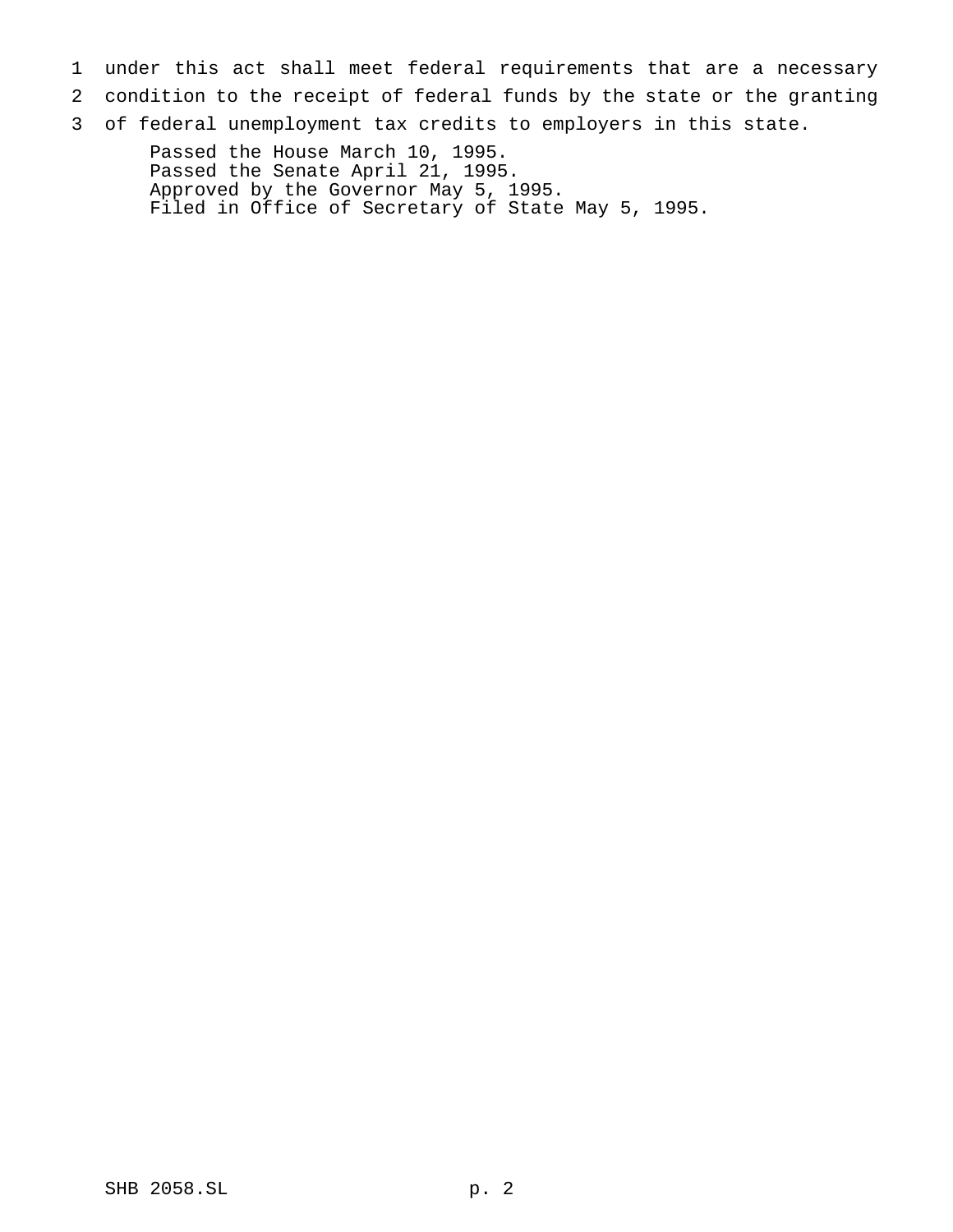under this act shall meet federal requirements that are a necessary condition to the receipt of federal funds by the state or the granting of federal unemployment tax credits to employers in this state.

Passed the House March 10, 1995.
Passed the Senate April 21, 1995.
Approved by the Governor May 5, 1995.
Filed in Office of Secretary of State May 5, 1995.